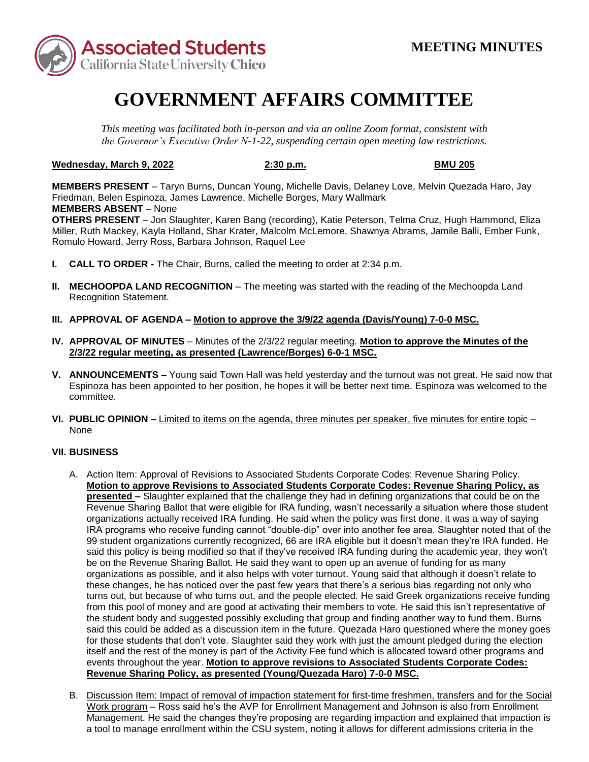**MEETING MINUTES**

# GOVERNMENT AFFAIRS COMMITTEE

*This meeting was facilitated both in-person and via an online Zoom format, consistent with the Governor's Executive Order N-1-22, suspending certain open meeting law restrictions.*

**Wednesday, March 9, 2022** **2:30 p.m.** **BMU 205**

**MEMBERS PRESENT** – Taryn Burns, Duncan Young, Michelle Davis, Delaney Love, Melvin Quezada Haro, Jay Friedman, Belen Espinoza, James Lawrence, Michelle Borges, Mary Wallmark
**MEMBERS ABSENT** – None
**OTHERS PRESENT** – Jon Slaughter, Karen Bang (recording), Katie Peterson, Telma Cruz, Hugh Hammond, Eliza Miller, Ruth Mackey, Kayla Holland, Shar Krater, Malcolm McLemore, Shawnya Abrams, Jamile Balli, Ember Funk, Romulo Howard, Jerry Ross, Barbara Johnson, Raquel Lee

**I. CALL TO ORDER -** The Chair, Burns, called the meeting to order at 2:34 p.m.

**II. MECHOOPDA LAND RECOGNITION** – The meeting was started with the reading of the Mechoopda Land Recognition Statement.

**III. APPROVAL OF AGENDA – Motion to approve the 3/9/22 agenda (Davis/Young) 7-0-0 MSC.**

**IV. APPROVAL OF MINUTES** – Minutes of the 2/3/22 regular meeting. **Motion to approve the Minutes of the 2/3/22 regular meeting, as presented (Lawrence/Borges) 6-0-1 MSC.**

**V. ANNOUNCEMENTS –** Young said Town Hall was held yesterday and the turnout was not great. He said now that Espinoza has been appointed to her position, he hopes it will be better next time. Espinoza was welcomed to the committee.

**VI. PUBLIC OPINION –** Limited to items on the agenda, three minutes per speaker, five minutes for entire topic – None

**VII. BUSINESS**

A. Action Item: Approval of Revisions to Associated Students Corporate Codes: Revenue Sharing Policy. **Motion to approve Revisions to Associated Students Corporate Codes: Revenue Sharing Policy, as presented –** Slaughter explained that the challenge they had in defining organizations that could be on the Revenue Sharing Ballot that were eligible for IRA funding, wasn't necessarily a situation where those student organizations actually received IRA funding. He said when the policy was first done, it was a way of saying IRA programs who receive funding cannot "double-dip" over into another fee area. Slaughter noted that of the 99 student organizations currently recognized, 66 are IRA eligible but it doesn't mean they're IRA funded. He said this policy is being modified so that if they've received IRA funding during the academic year, they won't be on the Revenue Sharing Ballot. He said they want to open up an avenue of funding for as many organizations as possible, and it also helps with voter turnout. Young said that although it doesn't relate to these changes, he has noticed over the past few years that there's a serious bias regarding not only who turns out, but because of who turns out, and the people elected. He said Greek organizations receive funding from this pool of money and are good at activating their members to vote. He said this isn't representative of the student body and suggested possibly excluding that group and finding another way to fund them. Burns said this could be added as a discussion item in the future. Quezada Haro questioned where the money goes for those students that don't vote. Slaughter said they work with just the amount pledged during the election itself and the rest of the money is part of the Activity Fee fund which is allocated toward other programs and events throughout the year. **Motion to approve revisions to Associated Students Corporate Codes: Revenue Sharing Policy, as presented (Young/Quezada Haro) 7-0-0 MSC.**

B. Discussion Item: Impact of removal of impaction statement for first-time freshmen, transfers and for the Social Work program – Ross said he's the AVP for Enrollment Management and Johnson is also from Enrollment Management. He said the changes they're proposing are regarding impaction and explained that impaction is a tool to manage enrollment within the CSU system, noting it allows for different admissions criteria in the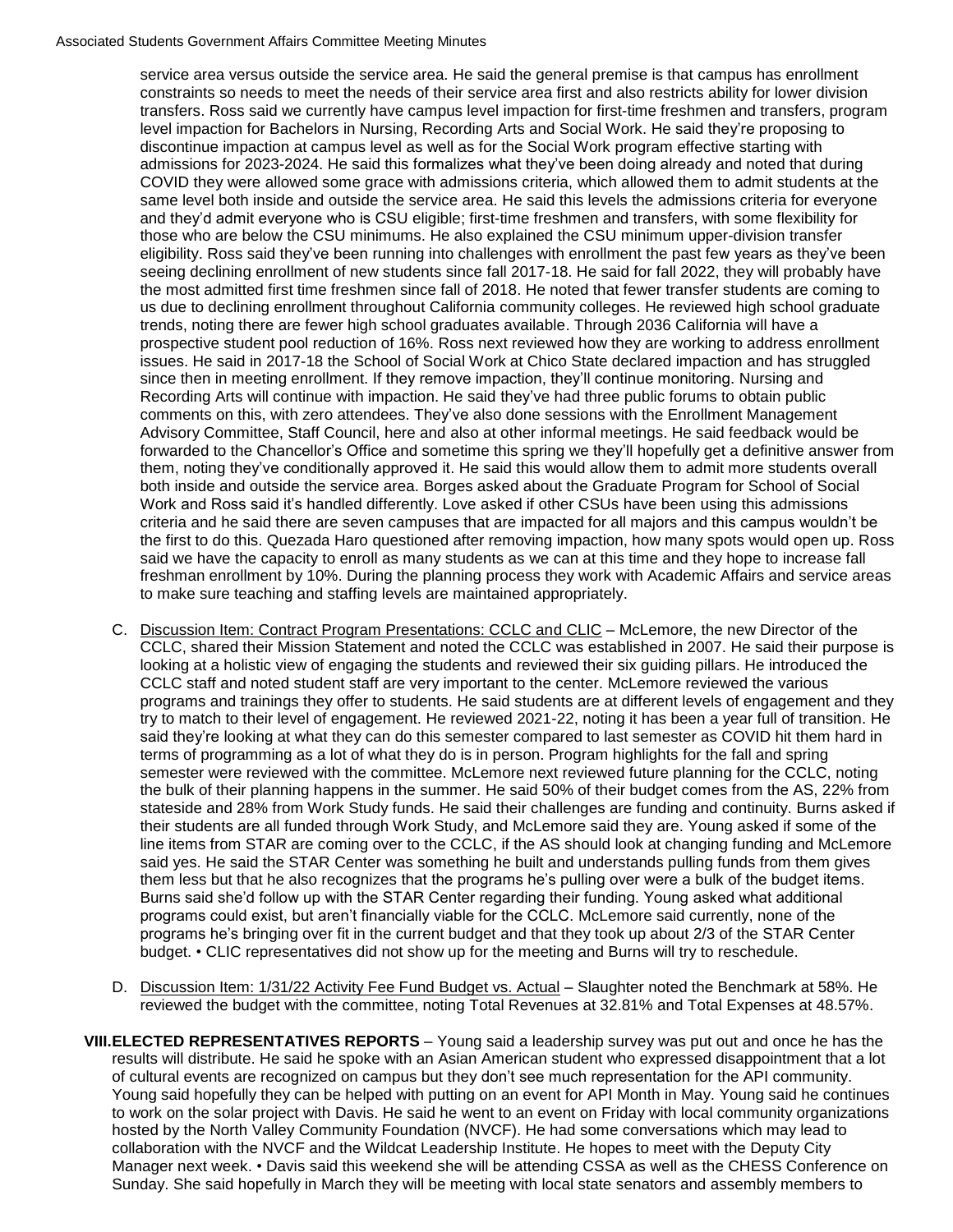service area versus outside the service area. He said the general premise is that campus has enrollment constraints so needs to meet the needs of their service area first and also restricts ability for lower division transfers. Ross said we currently have campus level impaction for first-time freshmen and transfers, program level impaction for Bachelors in Nursing, Recording Arts and Social Work. He said they're proposing to discontinue impaction at campus level as well as for the Social Work program effective starting with admissions for 2023-2024. He said this formalizes what they've been doing already and noted that during COVID they were allowed some grace with admissions criteria, which allowed them to admit students at the same level both inside and outside the service area. He said this levels the admissions criteria for everyone and they'd admit everyone who is CSU eligible; first-time freshmen and transfers, with some flexibility for those who are below the CSU minimums. He also explained the CSU minimum upper-division transfer eligibility. Ross said they've been running into challenges with enrollment the past few years as they've been seeing declining enrollment of new students since fall 2017-18. He said for fall 2022, they will probably have the most admitted first time freshmen since fall of 2018. He noted that fewer transfer students are coming to us due to declining enrollment throughout California community colleges. He reviewed high school graduate trends, noting there are fewer high school graduates available. Through 2036 California will have a prospective student pool reduction of 16%. Ross next reviewed how they are working to address enrollment issues. He said in 2017-18 the School of Social Work at Chico State declared impaction and has struggled since then in meeting enrollment. If they remove impaction, they'll continue monitoring. Nursing and Recording Arts will continue with impaction. He said they've had three public forums to obtain public comments on this, with zero attendees. They've also done sessions with the Enrollment Management Advisory Committee, Staff Council, here and also at other informal meetings. He said feedback would be forwarded to the Chancellor's Office and sometime this spring we they'll hopefully get a definitive answer from them, noting they've conditionally approved it. He said this would allow them to admit more students overall both inside and outside the service area. Borges asked about the Graduate Program for School of Social Work and Ross said it's handled differently. Love asked if other CSUs have been using this admissions criteria and he said there are seven campuses that are impacted for all majors and this campus wouldn't be the first to do this. Quezada Haro questioned after removing impaction, how many spots would open up. Ross said we have the capacity to enroll as many students as we can at this time and they hope to increase fall freshman enrollment by 10%. During the planning process they work with Academic Affairs and service areas to make sure teaching and staffing levels are maintained appropriately.

C. Discussion Item: Contract Program Presentations: CCLC and CLIC – McLemore, the new Director of the CCLC, shared their Mission Statement and noted the CCLC was established in 2007. He said their purpose is looking at a holistic view of engaging the students and reviewed their six guiding pillars. He introduced the CCLC staff and noted student staff are very important to the center. McLemore reviewed the various programs and trainings they offer to students. He said students are at different levels of engagement and they try to match to their level of engagement. He reviewed 2021-22, noting it has been a year full of transition. He said they're looking at what they can do this semester compared to last semester as COVID hit them hard in terms of programming as a lot of what they do is in person. Program highlights for the fall and spring semester were reviewed with the committee. McLemore next reviewed future planning for the CCLC, noting the bulk of their planning happens in the summer. He said 50% of their budget comes from the AS, 22% from stateside and 28% from Work Study funds. He said their challenges are funding and continuity. Burns asked if their students are all funded through Work Study, and McLemore said they are. Young asked if some of the line items from STAR are coming over to the CCLC, if the AS should look at changing funding and McLemore said yes. He said the STAR Center was something he built and understands pulling funds from them gives them less but that he also recognizes that the programs he's pulling over were a bulk of the budget items. Burns said she'd follow up with the STAR Center regarding their funding. Young asked what additional programs could exist, but aren't financially viable for the CCLC. McLemore said currently, none of the programs he's bringing over fit in the current budget and that they took up about 2/3 of the STAR Center budget. • CLIC representatives did not show up for the meeting and Burns will try to reschedule.

D. Discussion Item: 1/31/22 Activity Fee Fund Budget vs. Actual – Slaughter noted the Benchmark at 58%. He reviewed the budget with the committee, noting Total Revenues at 32.81% and Total Expenses at 48.57%.

**VIII. ELECTED REPRESENTATIVES REPORTS** – Young said a leadership survey was put out and once he has the results will distribute. He said he spoke with an Asian American student who expressed disappointment that a lot of cultural events are recognized on campus but they don't see much representation for the API community. Young said hopefully they can be helped with putting on an event for API Month in May. Young said he continues to work on the solar project with Davis. He said he went to an event on Friday with local community organizations hosted by the North Valley Community Foundation (NVCF). He had some conversations which may lead to collaboration with the NVCF and the Wildcat Leadership Institute. He hopes to meet with the Deputy City Manager next week. • Davis said this weekend she will be attending CSSA as well as the CHESS Conference on Sunday. She said hopefully in March they will be meeting with local state senators and assembly members to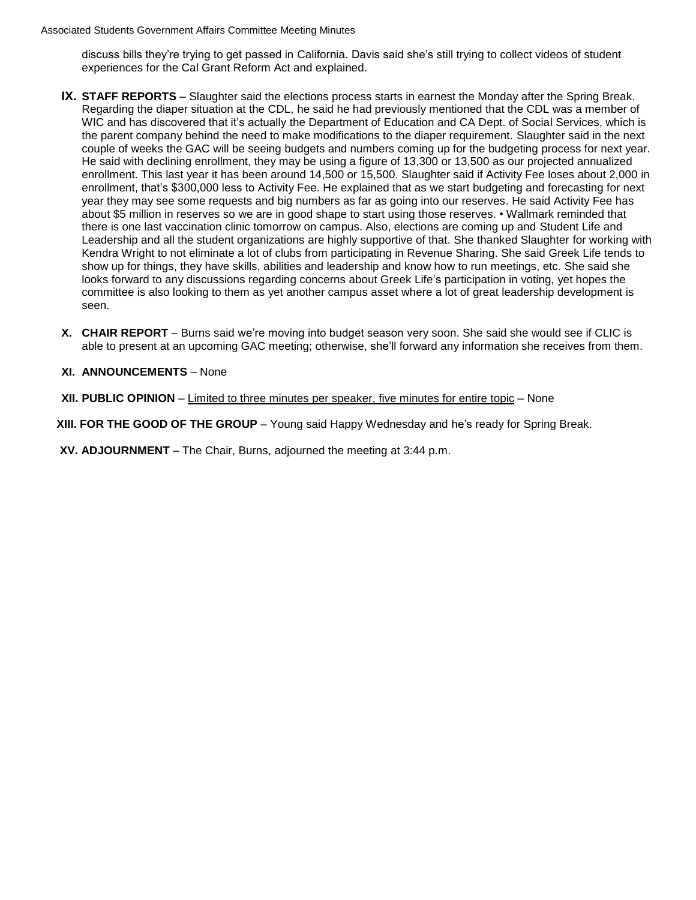discuss bills they're trying to get passed in California. Davis said she's still trying to collect videos of student experiences for the Cal Grant Reform Act and explained.

**IX. STAFF REPORTS** – Slaughter said the elections process starts in earnest the Monday after the Spring Break. Regarding the diaper situation at the CDL, he said he had previously mentioned that the CDL was a member of WIC and has discovered that it's actually the Department of Education and CA Dept. of Social Services, which is the parent company behind the need to make modifications to the diaper requirement. Slaughter said in the next couple of weeks the GAC will be seeing budgets and numbers coming up for the budgeting process for next year. He said with declining enrollment, they may be using a figure of 13,300 or 13,500 as our projected annualized enrollment. This last year it has been around 14,500 or 15,500. Slaughter said if Activity Fee loses about 2,000 in enrollment, that's $300,000 less to Activity Fee. He explained that as we start budgeting and forecasting for next year they may see some requests and big numbers as far as going into our reserves. He said Activity Fee has about $5 million in reserves so we are in good shape to start using those reserves. • Wallmark reminded that there is one last vaccination clinic tomorrow on campus. Also, elections are coming up and Student Life and Leadership and all the student organizations are highly supportive of that. She thanked Slaughter for working with Kendra Wright to not eliminate a lot of clubs from participating in Revenue Sharing. She said Greek Life tends to show up for things, they have skills, abilities and leadership and know how to run meetings, etc. She said she looks forward to any discussions regarding concerns about Greek Life's participation in voting, yet hopes the committee is also looking to them as yet another campus asset where a lot of great leadership development is seen.

**X. CHAIR REPORT** – Burns said we're moving into budget season very soon. She said she would see if CLIC is able to present at an upcoming GAC meeting; otherwise, she'll forward any information she receives from them.

**XI. ANNOUNCEMENTS** – None

**XII. PUBLIC OPINION** – <u>Limited to three minutes per speaker, five minutes for entire topic</u> – None

**XIII. FOR THE GOOD OF THE GROUP** – Young said Happy Wednesday and he's ready for Spring Break.

**XV. ADJOURNMENT** – The Chair, Burns, adjourned the meeting at 3:44 p.m.